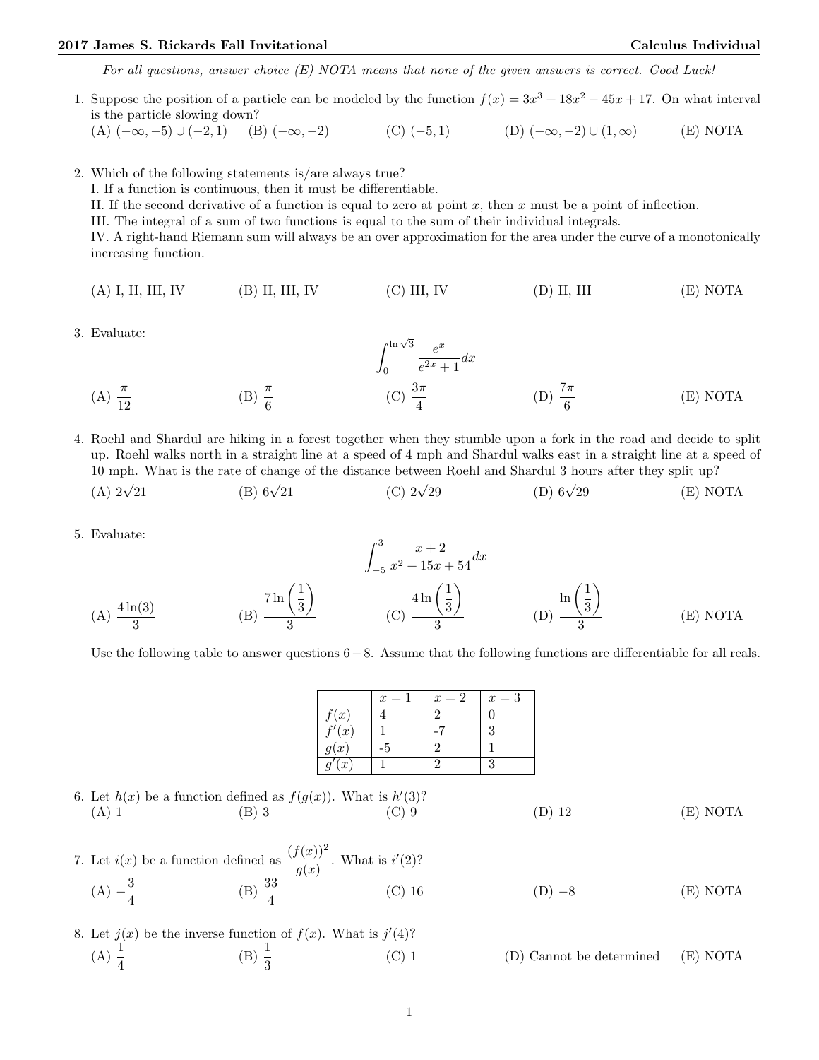*For all questions, answer choice (E) NOTA means that none of the given answers is correct. Good Luck!*

1. Suppose the position of a particle can be modeled by the function $f(x) = 3x^3 + 18x^2 - 45x + 17$. On what interval is the particle slowing down?

   (A) $(-\infty, -5) \cup (-2, 1)$ (B) $(-\infty, -2)$ (C) $(-5, 1)$ (D) $(-\infty, -2) \cup (1, \infty)$ (E) NOTA

2. Which of the following statements is/are always true?

   I. If a function is continuous, then it must be differentiable.

   II. If the second derivative of a function is equal to zero at point $x$, then $x$ must be a point of inflection.

   III. The integral of a sum of two functions is equal to the sum of their individual integrals.

   IV. A right-hand Riemann sum will always be an over approximation for the area under the curve of a monotonically increasing function.

   (A) I, II, III, IV (B) II, III, IV (C) III, IV (D) II, III (E) NOTA

3. Evaluate:

$$\int_0^{\ln\sqrt{3}} \frac{e^x}{e^{2x}+1}dx$$

   (A) $\dfrac{\pi}{12}$ (B) $\dfrac{\pi}{6}$ (C) $\dfrac{3\pi}{4}$ (D) $\dfrac{7\pi}{6}$ (E) NOTA

4. Roehl and Shardul are hiking in a forest together when they stumble upon a fork in the road and decide to split up. Roehl walks north in a straight line at a speed of 4 mph and Shardul walks east in a straight line at a speed of 10 mph. What is the rate of change of the distance between Roehl and Shardul 3 hours after they split up?

   (A) $2\sqrt{21}$ (B) $6\sqrt{21}$ (C) $2\sqrt{29}$ (D) $6\sqrt{29}$ (E) NOTA

5. Evaluate:

$$\int_{-5}^{3} \frac{x+2}{x^2+15x+54}dx$$

   (A) $\dfrac{4\ln(3)}{3}$ (B) $\dfrac{7\ln\left(\frac{1}{3}\right)}{3}$ (C) $\dfrac{4\ln\left(\frac{1}{3}\right)}{3}$ (D) $\dfrac{\ln\left(\frac{1}{3}\right)}{3}$ (E) NOTA

Use the following table to answer questions 6 − 8. Assume that the following functions are differentiable for all reals.

| | $x=1$ | $x=2$ | $x=3$ |
|---|---|---|---|
| $f(x)$ | 4 | 2 | 0 |
| $f'(x)$ | 1 | -7 | 3 |
| $g(x)$ | -5 | 2 | 1 |
| $g'(x)$ | 1 | 2 | 3 |

6. Let $h(x)$ be a function defined as $f(g(x))$. What is $h'(3)$?

   (A) 1 (B) 3 (C) 9 (D) 12 (E) NOTA

7. Let $i(x)$ be a function defined as $\dfrac{(f(x))^2}{g(x)}$. What is $i'(2)$?

   (A) $-\dfrac{3}{4}$ (B) $\dfrac{33}{4}$ (C) 16 (D) $-8$ (E) NOTA

8. Let $j(x)$ be the inverse function of $f(x)$. What is $j'(4)$?

   (A) $\dfrac{1}{4}$ (B) $\dfrac{1}{3}$ (C) 1 (D) Cannot be determined (E) NOTA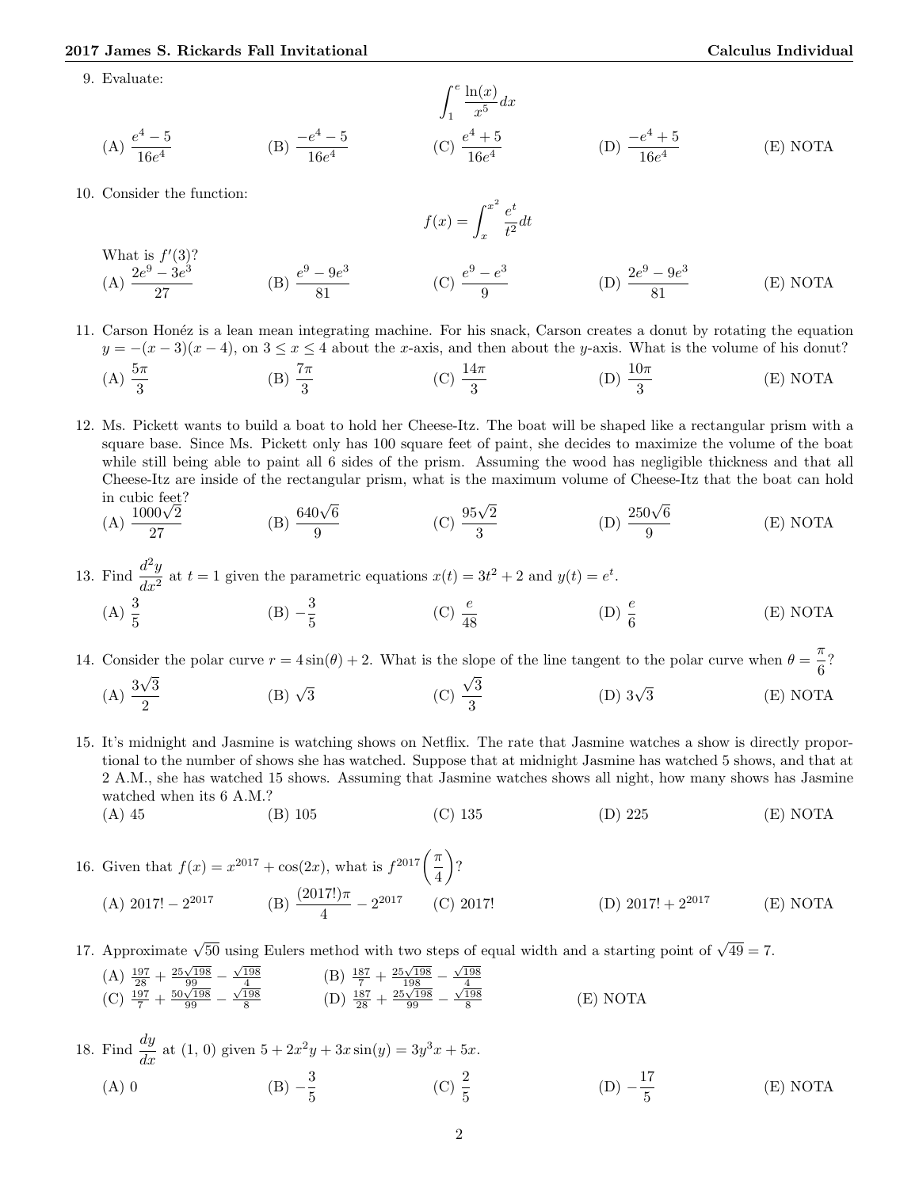9. Evaluate:

$$\int_1^e \frac{\ln(x)}{x^5}dx$$

(A) $\frac{e^4-5}{16e^4}$ (B) $\frac{-e^4-5}{16e^4}$ (C) $\frac{e^4+5}{16e^4}$ (D) $\frac{-e^4+5}{16e^4}$ (E) NOTA

10. Consider the function:

$$f(x) = \int_x^{x^2} \frac{e^t}{t^2}dt$$

What is $f'(3)$?

(A) $\frac{2e^9-3e^3}{27}$ (B) $\frac{e^9-9e^3}{81}$ (C) $\frac{e^9-e^3}{9}$ (D) $\frac{2e^9-9e^3}{81}$ (E) NOTA

11. Carson Honéz is a lean mean integrating machine. For his snack, Carson creates a donut by rotating the equation $y = -(x-3)(x-4)$, on $3 \leq x \leq 4$ about the $x$-axis, and then about the $y$-axis. What is the volume of his donut?

(A) $\frac{5\pi}{3}$ (B) $\frac{7\pi}{3}$ (C) $\frac{14\pi}{3}$ (D) $\frac{10\pi}{3}$ (E) NOTA

12. Ms. Pickett wants to build a boat to hold her Cheese-Itz. The boat will be shaped like a rectangular prism with a square base. Since Ms. Pickett only has 100 square feet of paint, she decides to maximize the volume of the boat while still being able to paint all 6 sides of the prism. Assuming the wood has negligible thickness and that all Cheese-Itz are inside of the rectangular prism, what is the maximum volume of Cheese-Itz that the boat can hold in cubic feet?

(A) $\frac{1000\sqrt{2}}{27}$ (B) $\frac{640\sqrt{6}}{9}$ (C) $\frac{95\sqrt{2}}{3}$ (D) $\frac{250\sqrt{6}}{9}$ (E) NOTA

13. Find $\frac{d^2y}{dx^2}$ at $t = 1$ given the parametric equations $x(t) = 3t^2 + 2$ and $y(t) = e^t$.

(A) $\frac{3}{5}$ (B) $-\frac{3}{5}$ (C) $\frac{e}{48}$ (D) $\frac{e}{6}$ (E) NOTA

14. Consider the polar curve $r = 4\sin(\theta) + 2$. What is the slope of the line tangent to the polar curve when $\theta = \frac{\pi}{6}$?

(A) $\frac{3\sqrt{3}}{2}$ (B) $\sqrt{3}$ (C) $\frac{\sqrt{3}}{3}$ (D) $3\sqrt{3}$ (E) NOTA

15. It's midnight and Jasmine is watching shows on Netflix. The rate that Jasmine watches a show is directly proportional to the number of shows she has watched. Suppose that at midnight Jasmine has watched 5 shows, and that at 2 A.M., she has watched 15 shows. Assuming that Jasmine watches shows all night, how many shows has Jasmine watched when its 6 A.M.?

(A) 45 (B) 105 (C) 135 (D) 225 (E) NOTA

16. Given that $f(x) = x^{2017} + \cos(2x)$, what is $f^{2017}\left(\frac{\pi}{4}\right)$?

(A) $2017! - 2^{2017}$ (B) $\frac{(2017!)\pi}{4} - 2^{2017}$ (C) $2017!$ (D) $2017! + 2^{2017}$ (E) NOTA

17. Approximate $\sqrt{50}$ using Eulers method with two steps of equal width and a starting point of $\sqrt{49} = 7$.

(A) $\frac{197}{28} + \frac{25\sqrt{198}}{99} - \frac{\sqrt{198}}{4}$ (B) $\frac{187}{7} + \frac{25\sqrt{198}}{198} - \frac{\sqrt{198}}{4}$
(C) $\frac{197}{7} + \frac{50\sqrt{198}}{99} - \frac{\sqrt{198}}{8}$ (D) $\frac{187}{28} + \frac{25\sqrt{198}}{99} - \frac{\sqrt{198}}{8}$ (E) NOTA

18. Find $\frac{dy}{dx}$ at $(1, 0)$ given $5 + 2x^2y + 3x\sin(y) = 3y^3x + 5x$.

(A) 0 (B) $-\frac{3}{5}$ (C) $\frac{2}{5}$ (D) $-\frac{17}{5}$ (E) NOTA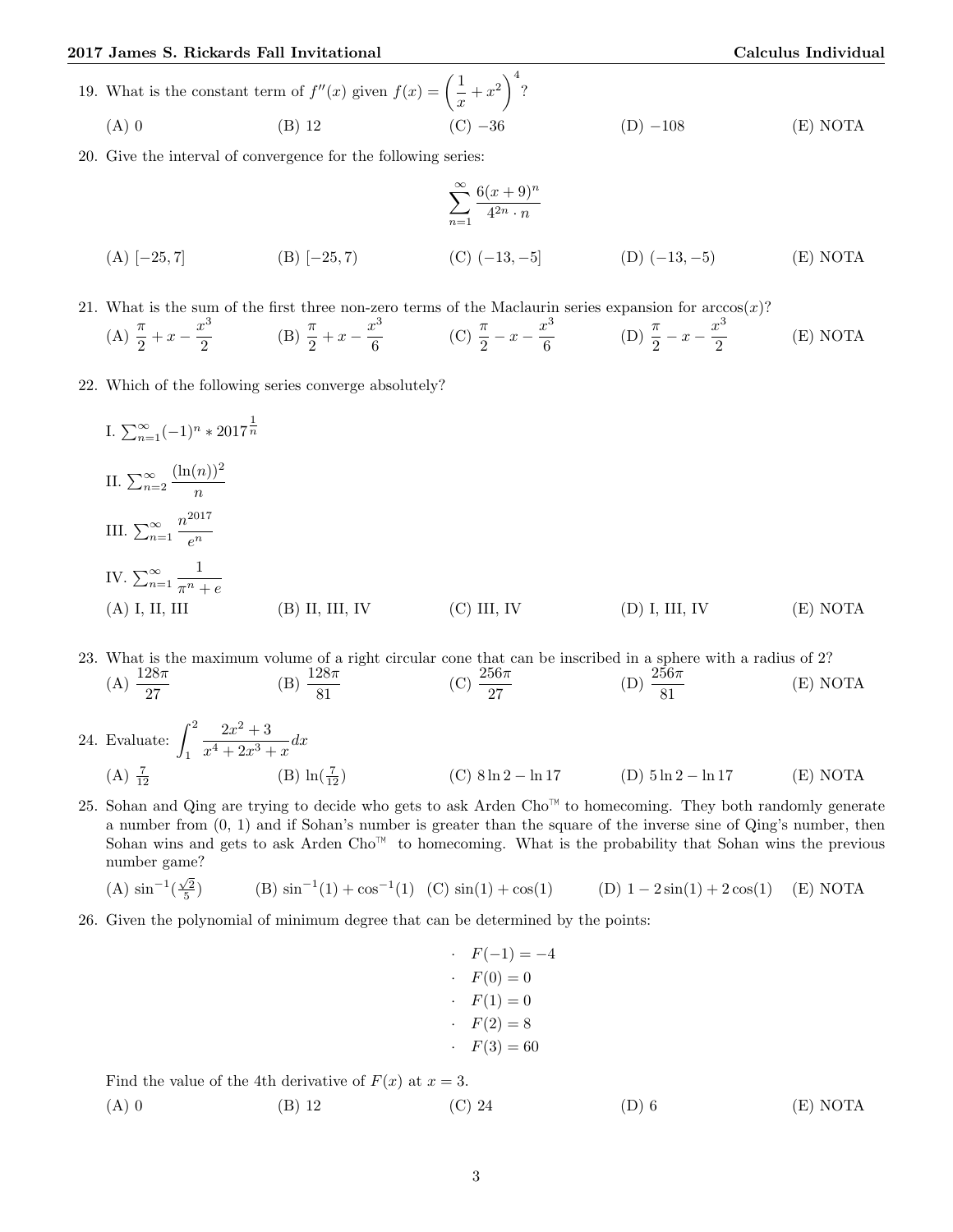19. What is the constant term of $f''(x)$ given $f(x) = \left(\frac{1}{x} + x^2\right)^4$?

(A) 0 (B) 12 (C) $-36$ (D) $-108$ (E) NOTA

20. Give the interval of convergence for the following series:

$$\sum_{n=1}^{\infty} \frac{6(x+9)^n}{4^{2n} \cdot n}$$

(A) $[-25, 7]$ (B) $[-25, 7)$ (C) $(-13, -5]$ (D) $(-13, -5)$ (E) NOTA

21. What is the sum of the first three non-zero terms of the Maclaurin series expansion for $\arccos(x)$?

(A) $\frac{\pi}{2} + x - \frac{x^3}{2}$ (B) $\frac{\pi}{2} + x - \frac{x^3}{6}$ (C) $\frac{\pi}{2} - x - \frac{x^3}{6}$ (D) $\frac{\pi}{2} - x - \frac{x^3}{2}$ (E) NOTA

22. Which of the following series converge absolutely?

I. $\sum_{n=1}^{\infty} (-1)^n * 2017^{\frac{1}{n}}$

II. $\sum_{n=2}^{\infty} \frac{(\ln(n))^2}{n}$

III. $\sum_{n=1}^{\infty} \frac{n^{2017}}{e^n}$

IV. $\sum_{n=1}^{\infty} \frac{1}{\pi^n + e}$

(A) I, II, III (B) II, III, IV (C) III, IV (D) I, III, IV (E) NOTA

23. What is the maximum volume of a right circular cone that can be inscribed in a sphere with a radius of 2?

(A) $\frac{128\pi}{27}$ (B) $\frac{128\pi}{81}$ (C) $\frac{256\pi}{27}$ (D) $\frac{256\pi}{81}$ (E) NOTA

24. Evaluate: $\int_1^2 \frac{2x^2 + 3}{x^4 + 2x^3 + x} dx$

(A) $\frac{7}{12}$ (B) $\ln(\frac{7}{12})$ (C) $8 \ln 2 - \ln 17$ (D) $5 \ln 2 - \ln 17$ (E) NOTA

25. Sohan and Qing are trying to decide who gets to ask Arden Cho™ to homecoming. They both randomly generate a number from (0, 1) and if Sohan's number is greater than the square of the inverse sine of Qing's number, then Sohan wins and gets to ask Arden Cho™ to homecoming. What is the probability that Sohan wins the previous number game?

(A) $\sin^{-1}(\frac{\sqrt{2}}{5})$ (B) $\sin^{-1}(1) + \cos^{-1}(1)$ (C) $\sin(1) + \cos(1)$ (D) $1 - 2\sin(1) + 2\cos(1)$ (E) NOTA

26. Given the polynomial of minimum degree that can be determined by the points:

- $F(-1) = -4$
- $F(0) = 0$
- $F(1) = 0$
- $F(2) = 8$
- $F(3) = 60$

Find the value of the 4th derivative of $F(x)$ at $x = 3$.

(A) 0 (B) 12 (C) 24 (D) 6 (E) NOTA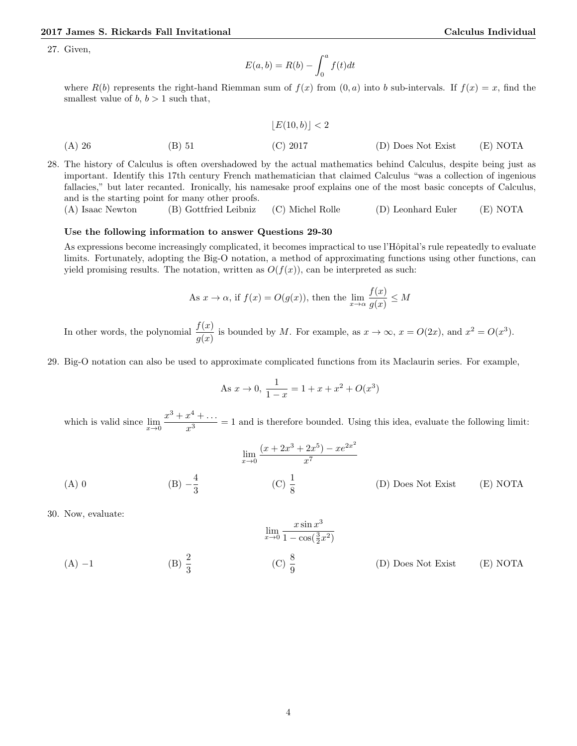27. Given,

$$E(a, b) = R(b) - \int_0^a f(t)dt$$

where $R(b)$ represents the right-hand Riemman sum of $f(x)$ from $(0, a)$ into $b$ sub-intervals. If $f(x) = x$, find the smallest value of $b$, $b > 1$ such that,

$$\lfloor E(10, b) \rfloor < 2$$

(A) 26 (B) 51 (C) 2017 (D) Does Not Exist (E) NOTA

28. The history of Calculus is often overshadowed by the actual mathematics behind Calculus, despite being just as important. Identify this 17th century French mathematician that claimed Calculus "was a collection of ingenious fallacies," but later recanted. Ironically, his namesake proof explains one of the most basic concepts of Calculus, and is the starting point for many other proofs.

(A) Isaac Newton (B) Gottfried Leibniz (C) Michel Rolle (D) Leonhard Euler (E) NOTA

**Use the following information to answer Questions 29-30**

As expressions become increasingly complicated, it becomes impractical to use l'Hôpital's rule repeatedly to evaluate limits. Fortunately, adopting the Big-O notation, a method of approximating functions using other functions, can yield promising results. The notation, written as $O(f(x))$, can be interpreted as such:

$$\text{As } x \to \alpha, \text{ if } f(x) = O(g(x)), \text{ then the } \lim_{x \to \alpha} \frac{f(x)}{g(x)} \leq M$$

In other words, the polynomial $\dfrac{f(x)}{g(x)}$ is bounded by $M$. For example, as $x \to \infty$, $x = O(2x)$, and $x^2 = O(x^3)$.

29. Big-O notation can also be used to approximate complicated functions from its Maclaurin series. For example,

$$\text{As } x \to 0, \ \frac{1}{1-x} = 1 + x + x^2 + O(x^3)$$

which is valid since $\lim_{x \to 0} \dfrac{x^3 + x^4 + \dots}{x^3} = 1$ and is therefore bounded. Using this idea, evaluate the following limit:

$$\lim_{x \to 0} \frac{(x + 2x^3 + 2x^5) - xe^{2x^2}}{x^7}$$

(A) 0 (B) $-\dfrac{4}{3}$ (C) $\dfrac{1}{8}$ (D) Does Not Exist (E) NOTA

30. Now, evaluate:

$$\lim_{x \to 0} \frac{x \sin x^3}{1 - \cos(\frac{3}{2}x^2)}$$

(A) $-1$ (B) $\dfrac{2}{3}$ (C) $\dfrac{8}{9}$ (D) Does Not Exist (E) NOTA